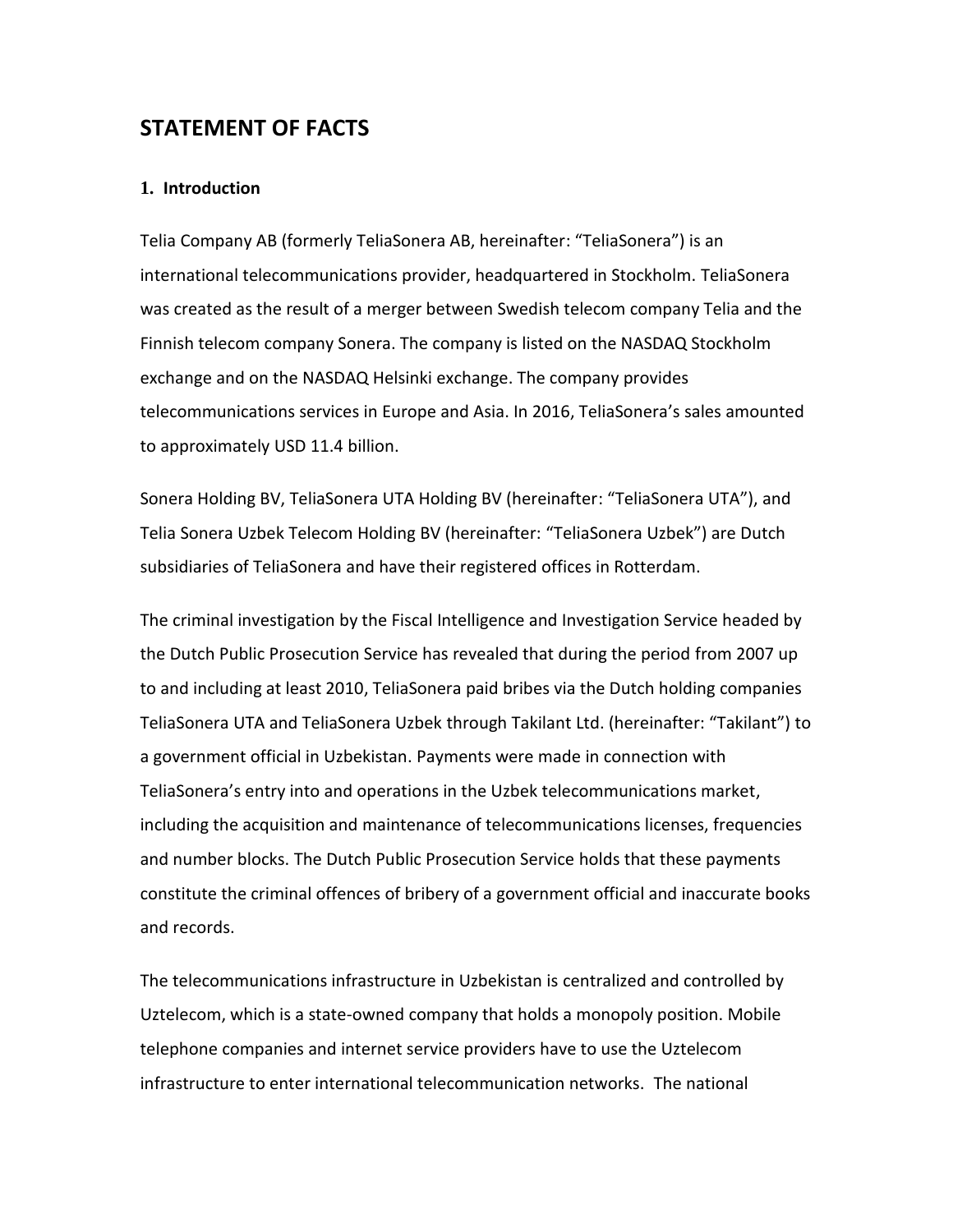# STATEMENT OF FACTS

## 1. Introduction

Telia Company AB (formerly TeliaSonera AB, hereinafter: "TeliaSonera") is an international telecommunications provider, headquartered in Stockholm. TeliaSonera was created as the result of a merger between Swedish telecom company Telia and the Finnish telecom company Sonera. The company is listed on the NASDAQ Stockholm exchange and on the NASDAQ Helsinki exchange. The company provides telecommunications services in Europe and Asia. In 2016, TeliaSonera's sales amounted to approximately USD 11.4 billion.

Sonera Holding BV, TeliaSonera UTA Holding BV (hereinafter: "TeliaSonera UTA"), and Telia Sonera Uzbek Telecom Holding BV (hereinafter: "TeliaSonera Uzbek") are Dutch subsidiaries of TeliaSonera and have their registered offices in Rotterdam.

The criminal investigation by the Fiscal Intelligence and Investigation Service headed by the Dutch Public Prosecution Service has revealed that during the period from 2007 up to and including at least 2010, TeliaSonera paid bribes via the Dutch holding companies TeliaSonera UTA and TeliaSonera Uzbek through Takilant Ltd. (hereinafter: "Takilant") to a government official in Uzbekistan. Payments were made in connection with TeliaSonera's entry into and operations in the Uzbek telecommunications market, including the acquisition and maintenance of telecommunications licenses, frequencies and number blocks. The Dutch Public Prosecution Service holds that these payments constitute the criminal offences of bribery of a government official and inaccurate books and records.

The telecommunications infrastructure in Uzbekistan is centralized and controlled by Uztelecom, which is a state-owned company that holds a monopoly position. Mobile telephone companies and internet service providers have to use the Uztelecom infrastructure to enter international telecommunication networks. The national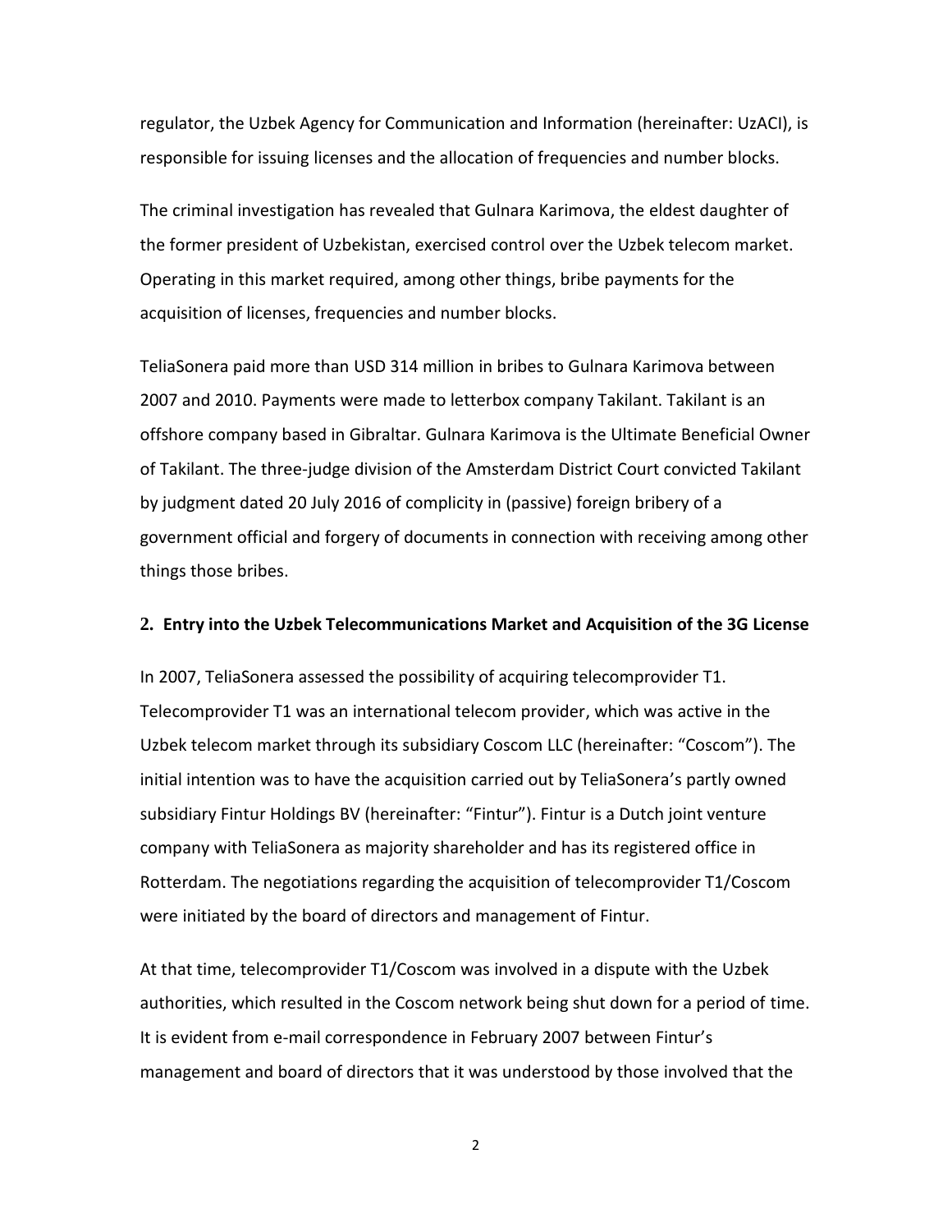regulator, the Uzbek Agency for Communication and Information (hereinafter: UzACI), is responsible for issuing licenses and the allocation of frequencies and number blocks.

The criminal investigation has revealed that Gulnara Karimova, the eldest daughter of the former president of Uzbekistan, exercised control over the Uzbek telecom market. Operating in this market required, among other things, bribe payments for the acquisition of licenses, frequencies and number blocks.

TeliaSonera paid more than USD 314 million in bribes to Gulnara Karimova between 2007 and 2010. Payments were made to letterbox company Takilant. Takilant is an offshore company based in Gibraltar. Gulnara Karimova is the Ultimate Beneficial Owner of Takilant. The three-judge division of the Amsterdam District Court convicted Takilant by judgment dated 20 July 2016 of complicity in (passive) foreign bribery of a government official and forgery of documents in connection with receiving among other things those bribes.

## 2. Entry into the Uzbek Telecommunications Market and Acquisition of the 3G License

In 2007, TeliaSonera assessed the possibility of acquiring telecomprovider T1. Telecomprovider T1 was an international telecom provider, which was active in the Uzbek telecom market through its subsidiary Coscom LLC (hereinafter: "Coscom"). The initial intention was to have the acquisition carried out by TeliaSonera's partly owned subsidiary Fintur Holdings BV (hereinafter: "Fintur"). Fintur is a Dutch joint venture company with TeliaSonera as majority shareholder and has its registered office in Rotterdam. The negotiations regarding the acquisition of telecomprovider T1/Coscom were initiated by the board of directors and management of Fintur.

At that time, telecomprovider T1/Coscom was involved in a dispute with the Uzbek authorities, which resulted in the Coscom network being shut down for a period of time. It is evident from e-mail correspondence in February 2007 between Fintur's management and board of directors that it was understood by those involved that the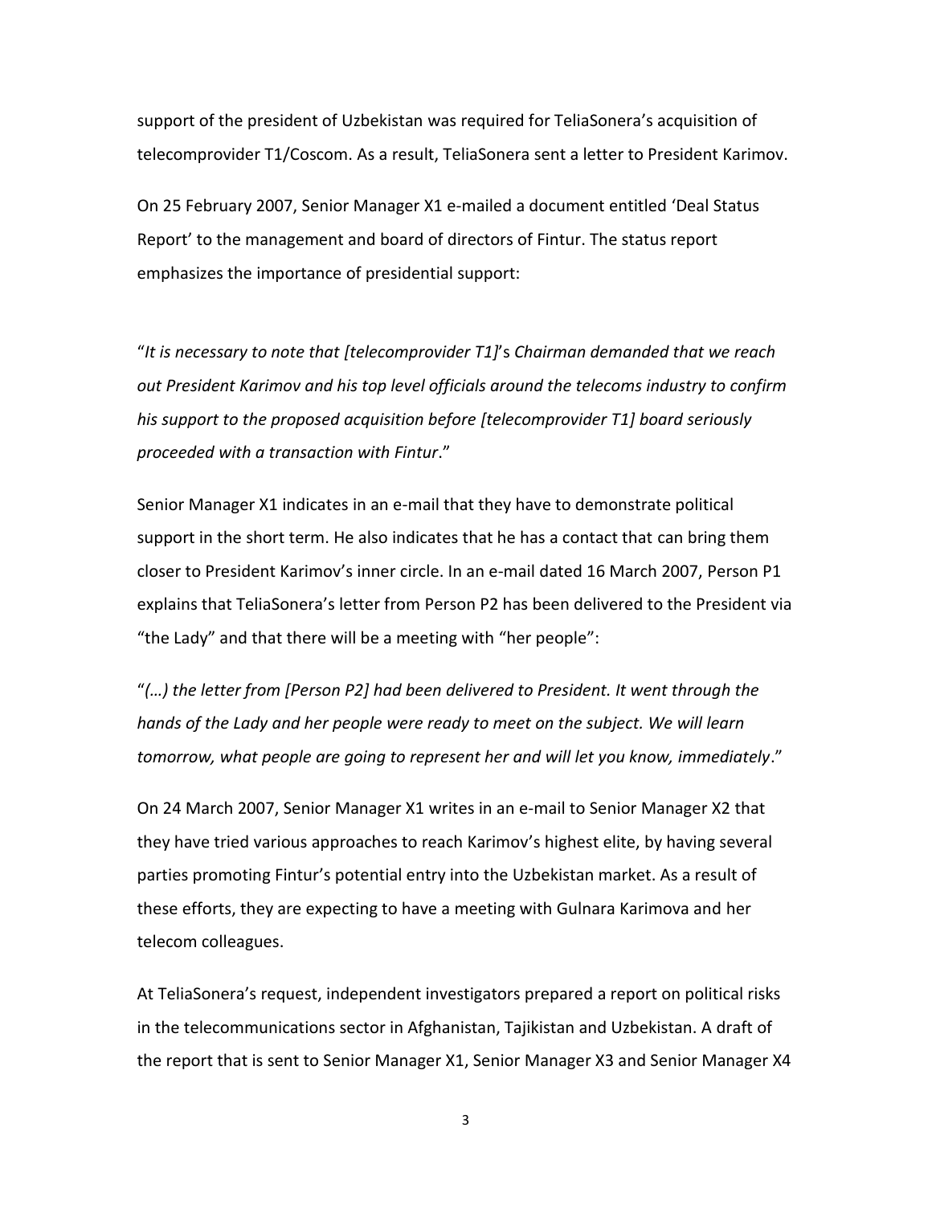support of the president of Uzbekistan was required for TeliaSonera's acquisition of telecomprovider T1/Coscom. As a result, TeliaSonera sent a letter to President Karimov.

On 25 February 2007, Senior Manager X1 e-mailed a document entitled 'Deal Status Report' to the management and board of directors of Fintur. The status report emphasizes the importance of presidential support:

"*It is necessary to note that [telecomprovider T1]*'s *Chairman demanded that we reach out President Karimov and his top level officials around the telecoms industry to confirm his support to the proposed acquisition before [telecomprovider T1] board seriously proceeded with a transaction with Fintur*."

Senior Manager X1 indicates in an e-mail that they have to demonstrate political support in the short term. He also indicates that he has a contact that can bring them closer to President Karimov's inner circle. In an e-mail dated 16 March 2007, Person P1 explains that TeliaSonera's letter from Person P2 has been delivered to the President via "the Lady" and that there will be a meeting with "her people":

"*(…) the letter from [Person P2] had been delivered to President. It went through the hands of the Lady and her people were ready to meet on the subject. We will learn tomorrow, what people are going to represent her and will let you know, immediately*."

On 24 March 2007, Senior Manager X1 writes in an e-mail to Senior Manager X2 that they have tried various approaches to reach Karimov's highest elite, by having several parties promoting Fintur's potential entry into the Uzbekistan market. As a result of these efforts, they are expecting to have a meeting with Gulnara Karimova and her telecom colleagues.

At TeliaSonera's request, independent investigators prepared a report on political risks in the telecommunications sector in Afghanistan, Tajikistan and Uzbekistan. A draft of the report that is sent to Senior Manager X1, Senior Manager X3 and Senior Manager X4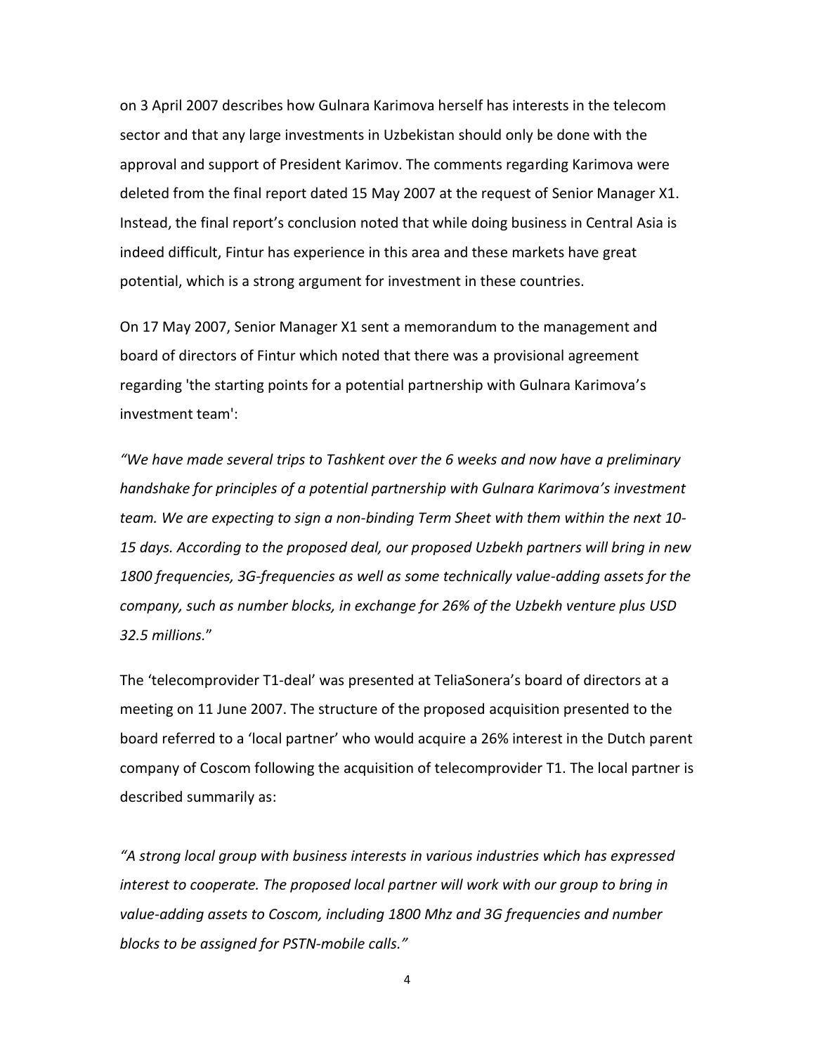on 3 April 2007 describes how Gulnara Karimova herself has interests in the telecom sector and that any large investments in Uzbekistan should only be done with the approval and support of President Karimov. The comments regarding Karimova were deleted from the final report dated 15 May 2007 at the request of Senior Manager X1. Instead, the final report's conclusion noted that while doing business in Central Asia is indeed difficult, Fintur has experience in this area and these markets have great potential, which is a strong argument for investment in these countries.

On 17 May 2007, Senior Manager X1 sent a memorandum to the management and board of directors of Fintur which noted that there was a provisional agreement regarding 'the starting points for a potential partnership with Gulnara Karimova's investment team':

*"We have made several trips to Tashkent over the 6 weeks and now have a preliminary handshake for principles of a potential partnership with Gulnara Karimova's investment team. We are expecting to sign a non-binding Term Sheet with them within the next 10-15 days. According to the proposed deal, our proposed Uzbekh partners will bring in new 1800 frequencies, 3G-frequencies as well as some technically value-adding assets for the company, such as number blocks, in exchange for 26% of the Uzbekh venture plus USD 32.5 millions.*"

The 'telecomprovider T1-deal' was presented at TeliaSonera's board of directors at a meeting on 11 June 2007. The structure of the proposed acquisition presented to the board referred to a 'local partner' who would acquire a 26% interest in the Dutch parent company of Coscom following the acquisition of telecomprovider T1. The local partner is described summarily as:

*"A strong local group with business interests in various industries which has expressed interest to cooperate. The proposed local partner will work with our group to bring in value-adding assets to Coscom, including 1800 Mhz and 3G frequencies and number blocks to be assigned for PSTN-mobile calls."*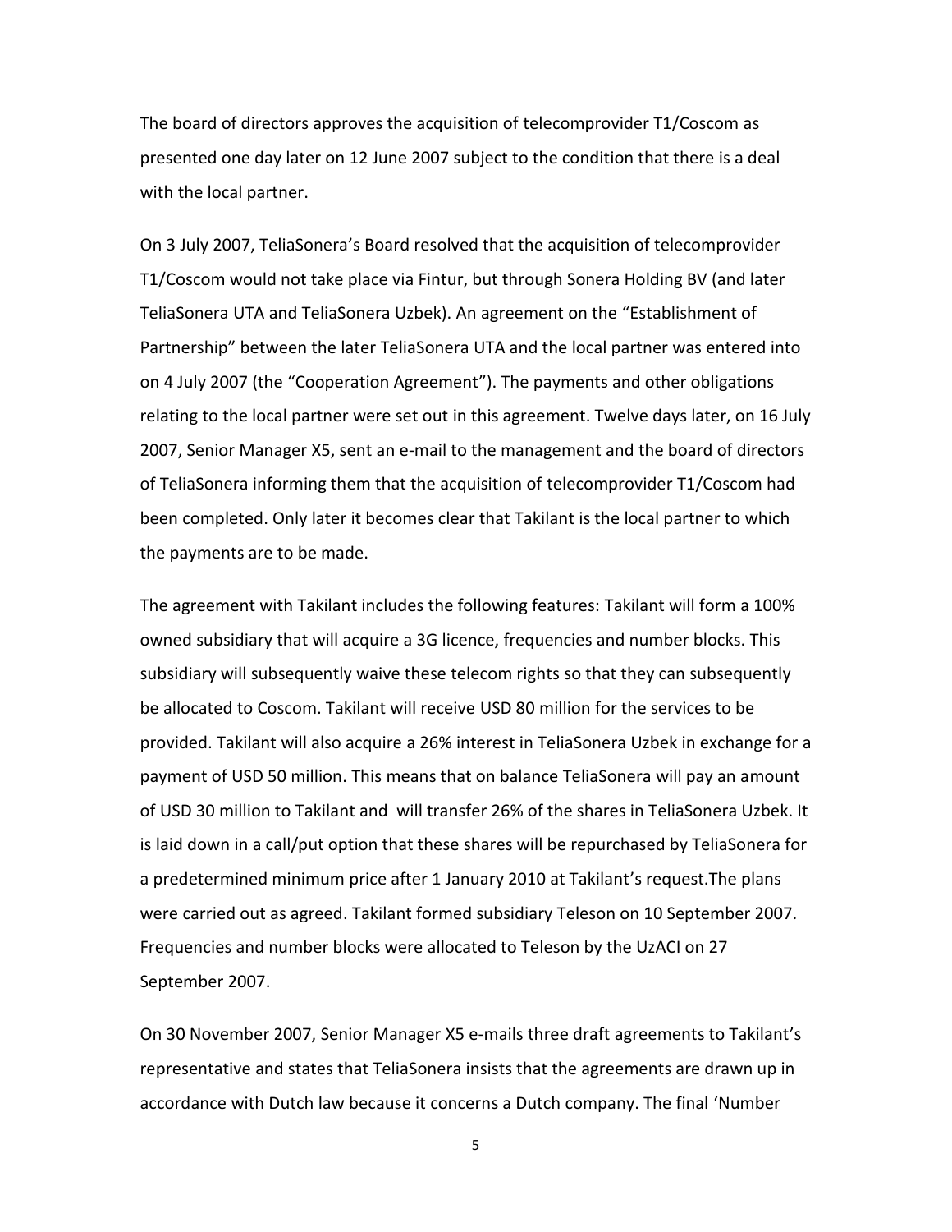The board of directors approves the acquisition of telecomprovider T1/Coscom as presented one day later on 12 June 2007 subject to the condition that there is a deal with the local partner.

On 3 July 2007, TeliaSonera's Board resolved that the acquisition of telecomprovider T1/Coscom would not take place via Fintur, but through Sonera Holding BV (and later TeliaSonera UTA and TeliaSonera Uzbek). An agreement on the "Establishment of Partnership" between the later TeliaSonera UTA and the local partner was entered into on 4 July 2007 (the "Cooperation Agreement"). The payments and other obligations relating to the local partner were set out in this agreement. Twelve days later, on 16 July 2007, Senior Manager X5, sent an e-mail to the management and the board of directors of TeliaSonera informing them that the acquisition of telecomprovider T1/Coscom had been completed. Only later it becomes clear that Takilant is the local partner to which the payments are to be made.

The agreement with Takilant includes the following features: Takilant will form a 100% owned subsidiary that will acquire a 3G licence, frequencies and number blocks. This subsidiary will subsequently waive these telecom rights so that they can subsequently be allocated to Coscom. Takilant will receive USD 80 million for the services to be provided. Takilant will also acquire a 26% interest in TeliaSonera Uzbek in exchange for a payment of USD 50 million. This means that on balance TeliaSonera will pay an amount of USD 30 million to Takilant and will transfer 26% of the shares in TeliaSonera Uzbek. It is laid down in a call/put option that these shares will be repurchased by TeliaSonera for a predetermined minimum price after 1 January 2010 at Takilant's request.The plans were carried out as agreed. Takilant formed subsidiary Teleson on 10 September 2007. Frequencies and number blocks were allocated to Teleson by the UzACI on 27 September 2007.

On 30 November 2007, Senior Manager X5 e-mails three draft agreements to Takilant's representative and states that TeliaSonera insists that the agreements are drawn up in accordance with Dutch law because it concerns a Dutch company. The final 'Number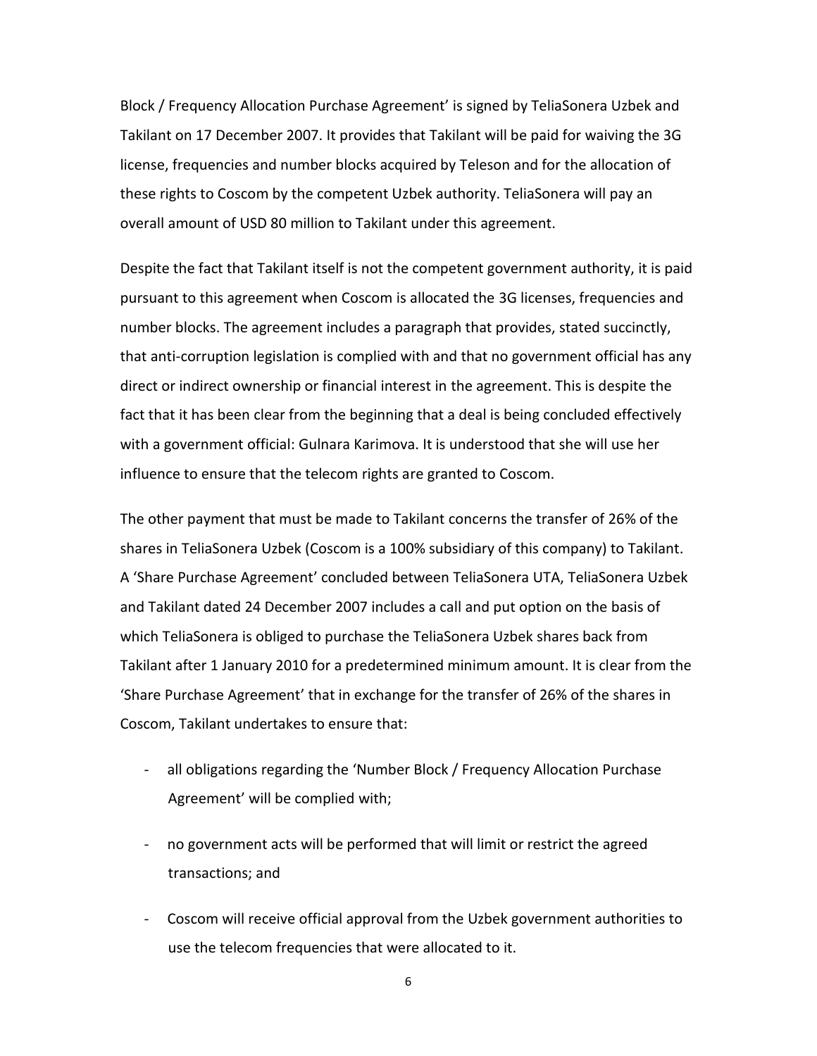Block / Frequency Allocation Purchase Agreement' is signed by TeliaSonera Uzbek and Takilant on 17 December 2007. It provides that Takilant will be paid for waiving the 3G license, frequencies and number blocks acquired by Teleson and for the allocation of these rights to Coscom by the competent Uzbek authority. TeliaSonera will pay an overall amount of USD 80 million to Takilant under this agreement.

Despite the fact that Takilant itself is not the competent government authority, it is paid pursuant to this agreement when Coscom is allocated the 3G licenses, frequencies and number blocks. The agreement includes a paragraph that provides, stated succinctly, that anti-corruption legislation is complied with and that no government official has any direct or indirect ownership or financial interest in the agreement. This is despite the fact that it has been clear from the beginning that a deal is being concluded effectively with a government official: Gulnara Karimova. It is understood that she will use her influence to ensure that the telecom rights are granted to Coscom.

The other payment that must be made to Takilant concerns the transfer of 26% of the shares in TeliaSonera Uzbek (Coscom is a 100% subsidiary of this company) to Takilant. A 'Share Purchase Agreement' concluded between TeliaSonera UTA, TeliaSonera Uzbek and Takilant dated 24 December 2007 includes a call and put option on the basis of which TeliaSonera is obliged to purchase the TeliaSonera Uzbek shares back from Takilant after 1 January 2010 for a predetermined minimum amount. It is clear from the 'Share Purchase Agreement' that in exchange for the transfer of 26% of the shares in Coscom, Takilant undertakes to ensure that:

- all obligations regarding the 'Number Block / Frequency Allocation Purchase Agreement' will be complied with;
- no government acts will be performed that will limit or restrict the agreed transactions; and
- Coscom will receive official approval from the Uzbek government authorities to use the telecom frequencies that were allocated to it.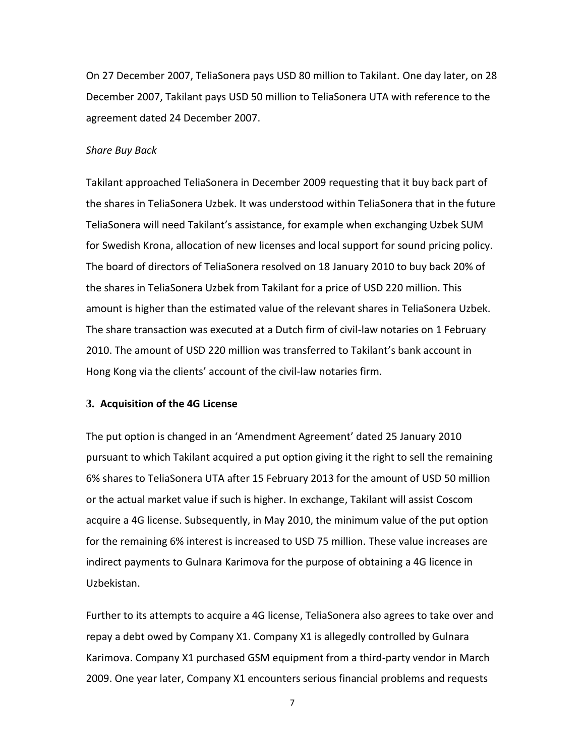On 27 December 2007, TeliaSonera pays USD 80 million to Takilant. One day later, on 28 December 2007, Takilant pays USD 50 million to TeliaSonera UTA with reference to the agreement dated 24 December 2007.

*Share Buy Back*

Takilant approached TeliaSonera in December 2009 requesting that it buy back part of the shares in TeliaSonera Uzbek. It was understood within TeliaSonera that in the future TeliaSonera will need Takilant's assistance, for example when exchanging Uzbek SUM for Swedish Krona, allocation of new licenses and local support for sound pricing policy. The board of directors of TeliaSonera resolved on 18 January 2010 to buy back 20% of the shares in TeliaSonera Uzbek from Takilant for a price of USD 220 million. This amount is higher than the estimated value of the relevant shares in TeliaSonera Uzbek. The share transaction was executed at a Dutch firm of civil-law notaries on 1 February 2010. The amount of USD 220 million was transferred to Takilant's bank account in Hong Kong via the clients' account of the civil-law notaries firm.

### 3. Acquisition of the 4G License

The put option is changed in an 'Amendment Agreement' dated 25 January 2010 pursuant to which Takilant acquired a put option giving it the right to sell the remaining 6% shares to TeliaSonera UTA after 15 February 2013 for the amount of USD 50 million or the actual market value if such is higher. In exchange, Takilant will assist Coscom acquire a 4G license. Subsequently, in May 2010, the minimum value of the put option for the remaining 6% interest is increased to USD 75 million. These value increases are indirect payments to Gulnara Karimova for the purpose of obtaining a 4G licence in Uzbekistan.

Further to its attempts to acquire a 4G license, TeliaSonera also agrees to take over and repay a debt owed by Company X1. Company X1 is allegedly controlled by Gulnara Karimova. Company X1 purchased GSM equipment from a third-party vendor in March 2009. One year later, Company X1 encounters serious financial problems and requests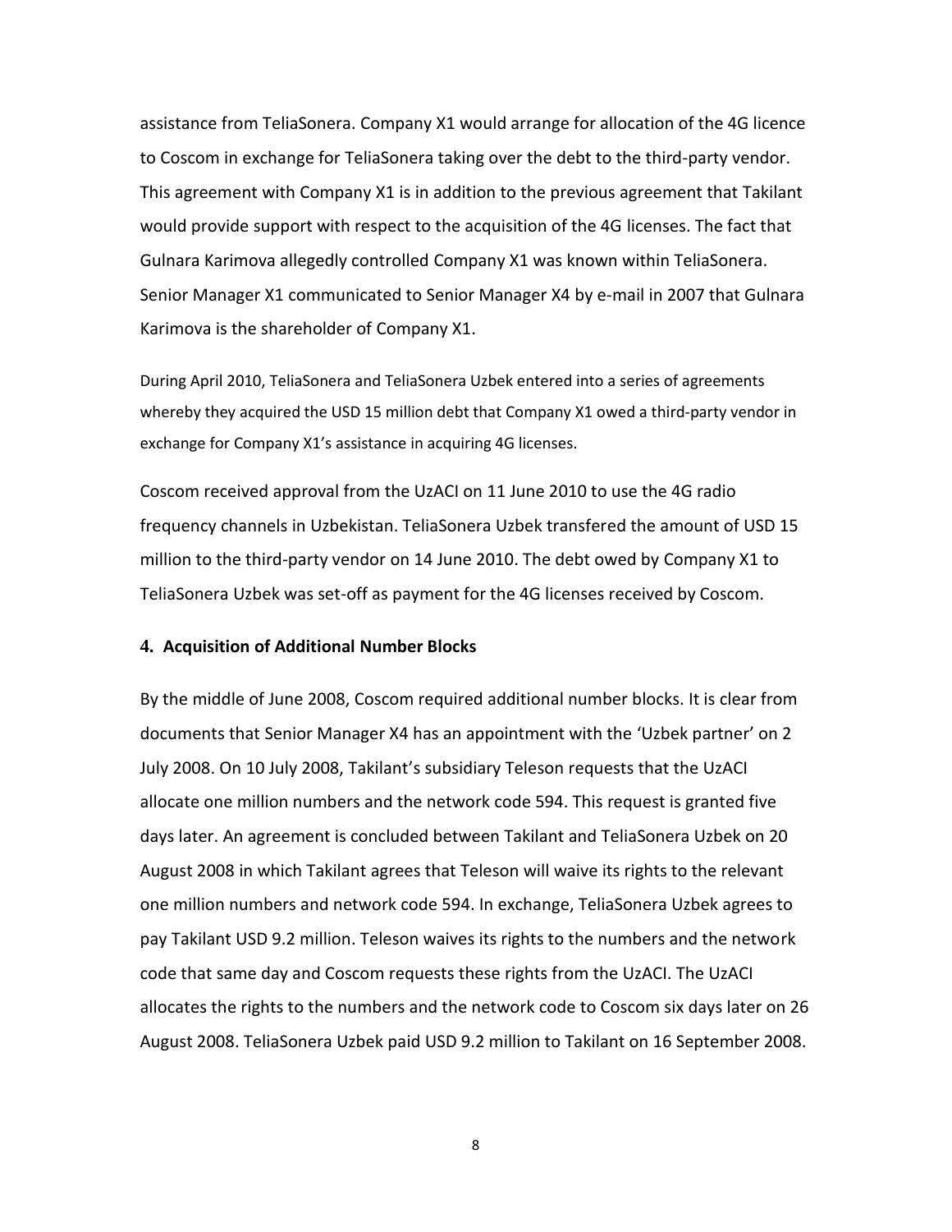assistance from TeliaSonera. Company X1 would arrange for allocation of the 4G licence to Coscom in exchange for TeliaSonera taking over the debt to the third-party vendor. This agreement with Company X1 is in addition to the previous agreement that Takilant would provide support with respect to the acquisition of the 4G licenses. The fact that Gulnara Karimova allegedly controlled Company X1 was known within TeliaSonera. Senior Manager X1 communicated to Senior Manager X4 by e-mail in 2007 that Gulnara Karimova is the shareholder of Company X1.

During April 2010, TeliaSonera and TeliaSonera Uzbek entered into a series of agreements whereby they acquired the USD 15 million debt that Company X1 owed a third-party vendor in exchange for Company X1's assistance in acquiring 4G licenses.

Coscom received approval from the UzACI on 11 June 2010 to use the 4G radio frequency channels in Uzbekistan. TeliaSonera Uzbek transfered the amount of USD 15 million to the third-party vendor on 14 June 2010. The debt owed by Company X1 to TeliaSonera Uzbek was set-off as payment for the 4G licenses received by Coscom.

#### 4. Acquisition of Additional Number Blocks

By the middle of June 2008, Coscom required additional number blocks. It is clear from documents that Senior Manager X4 has an appointment with the 'Uzbek partner' on 2 July 2008. On 10 July 2008, Takilant's subsidiary Teleson requests that the UzACI allocate one million numbers and the network code 594. This request is granted five days later. An agreement is concluded between Takilant and TeliaSonera Uzbek on 20 August 2008 in which Takilant agrees that Teleson will waive its rights to the relevant one million numbers and network code 594. In exchange, TeliaSonera Uzbek agrees to pay Takilant USD 9.2 million. Teleson waives its rights to the numbers and the network code that same day and Coscom requests these rights from the UzACI. The UzACI allocates the rights to the numbers and the network code to Coscom six days later on 26 August 2008. TeliaSonera Uzbek paid USD 9.2 million to Takilant on 16 September 2008.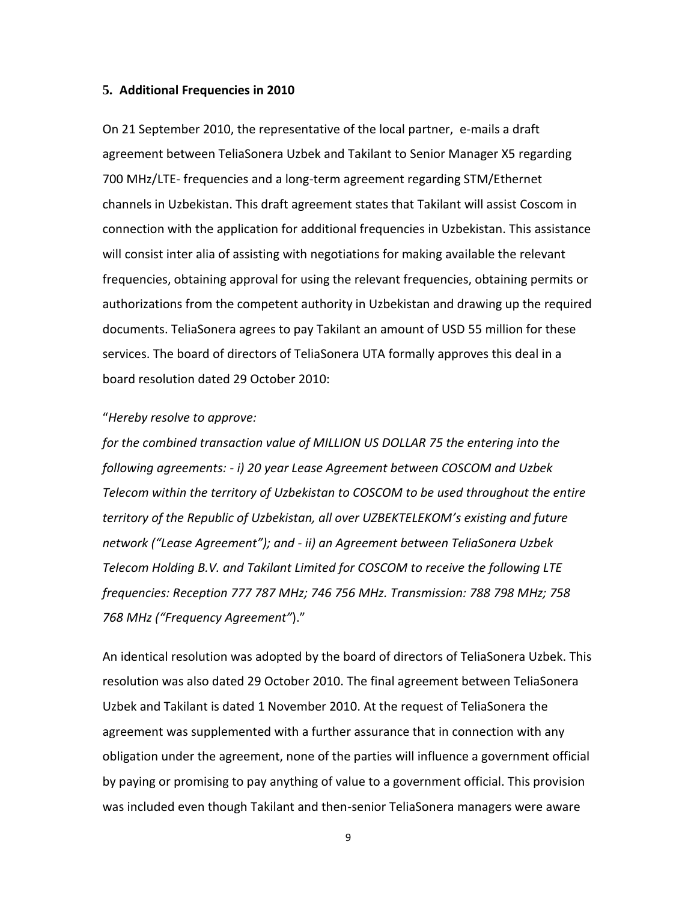## 5. Additional Frequencies in 2010

On 21 September 2010, the representative of the local partner,  e-mails a draft agreement between TeliaSonera Uzbek and Takilant to Senior Manager X5 regarding 700 MHz/LTE- frequencies and a long-term agreement regarding STM/Ethernet channels in Uzbekistan. This draft agreement states that Takilant will assist Coscom in connection with the application for additional frequencies in Uzbekistan. This assistance will consist inter alia of assisting with negotiations for making available the relevant frequencies, obtaining approval for using the relevant frequencies, obtaining permits or authorizations from the competent authority in Uzbekistan and drawing up the required documents. TeliaSonera agrees to pay Takilant an amount of USD 55 million for these services. The board of directors of TeliaSonera UTA formally approves this deal in a board resolution dated 29 October 2010:

"*Hereby resolve to approve:*
*for the combined transaction value of MILLION US DOLLAR 75 the entering into the following agreements: - i) 20 year Lease Agreement between COSCOM and Uzbek Telecom within the territory of Uzbekistan to COSCOM to be used throughout the entire territory of the Republic of Uzbekistan, all over UZBEKTELEKOM's existing and future network ("Lease Agreement"); and - ii) an Agreement between TeliaSonera Uzbek Telecom Holding B.V. and Takilant Limited for COSCOM to receive the following LTE frequencies: Reception 777 787 MHz; 746 756 MHz. Transmission: 788 798 MHz; 758 768 MHz ("Frequency Agreement"*)."

An identical resolution was adopted by the board of directors of TeliaSonera Uzbek. This resolution was also dated 29 October 2010. The final agreement between TeliaSonera Uzbek and Takilant is dated 1 November 2010. At the request of TeliaSonera the agreement was supplemented with a further assurance that in connection with any obligation under the agreement, none of the parties will influence a government official by paying or promising to pay anything of value to a government official. This provision was included even though Takilant and then-senior TeliaSonera managers were aware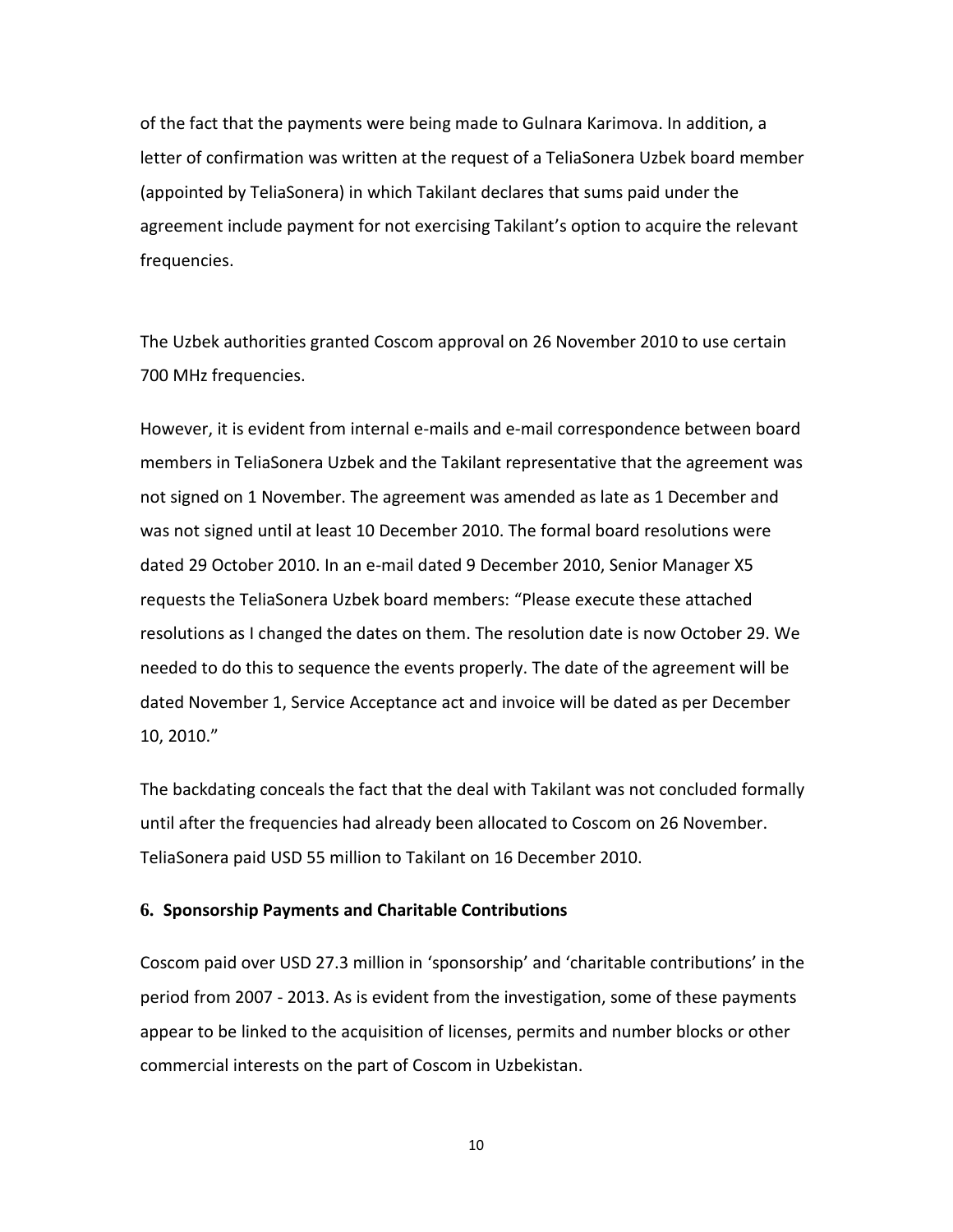of the fact that the payments were being made to Gulnara Karimova. In addition, a letter of confirmation was written at the request of a TeliaSonera Uzbek board member (appointed by TeliaSonera) in which Takilant declares that sums paid under the agreement include payment for not exercising Takilant's option to acquire the relevant frequencies.

The Uzbek authorities granted Coscom approval on 26 November 2010 to use certain 700 MHz frequencies.

However, it is evident from internal e-mails and e-mail correspondence between board members in TeliaSonera Uzbek and the Takilant representative that the agreement was not signed on 1 November. The agreement was amended as late as 1 December and was not signed until at least 10 December 2010. The formal board resolutions were dated 29 October 2010. In an e-mail dated 9 December 2010, Senior Manager X5 requests the TeliaSonera Uzbek board members: "Please execute these attached resolutions as I changed the dates on them. The resolution date is now October 29. We needed to do this to sequence the events properly. The date of the agreement will be dated November 1, Service Acceptance act and invoice will be dated as per December 10, 2010."

The backdating conceals the fact that the deal with Takilant was not concluded formally until after the frequencies had already been allocated to Coscom on 26 November. TeliaSonera paid USD 55 million to Takilant on 16 December 2010.

### 6. Sponsorship Payments and Charitable Contributions

Coscom paid over USD 27.3 million in 'sponsorship' and 'charitable contributions' in the period from 2007 - 2013. As is evident from the investigation, some of these payments appear to be linked to the acquisition of licenses, permits and number blocks or other commercial interests on the part of Coscom in Uzbekistan.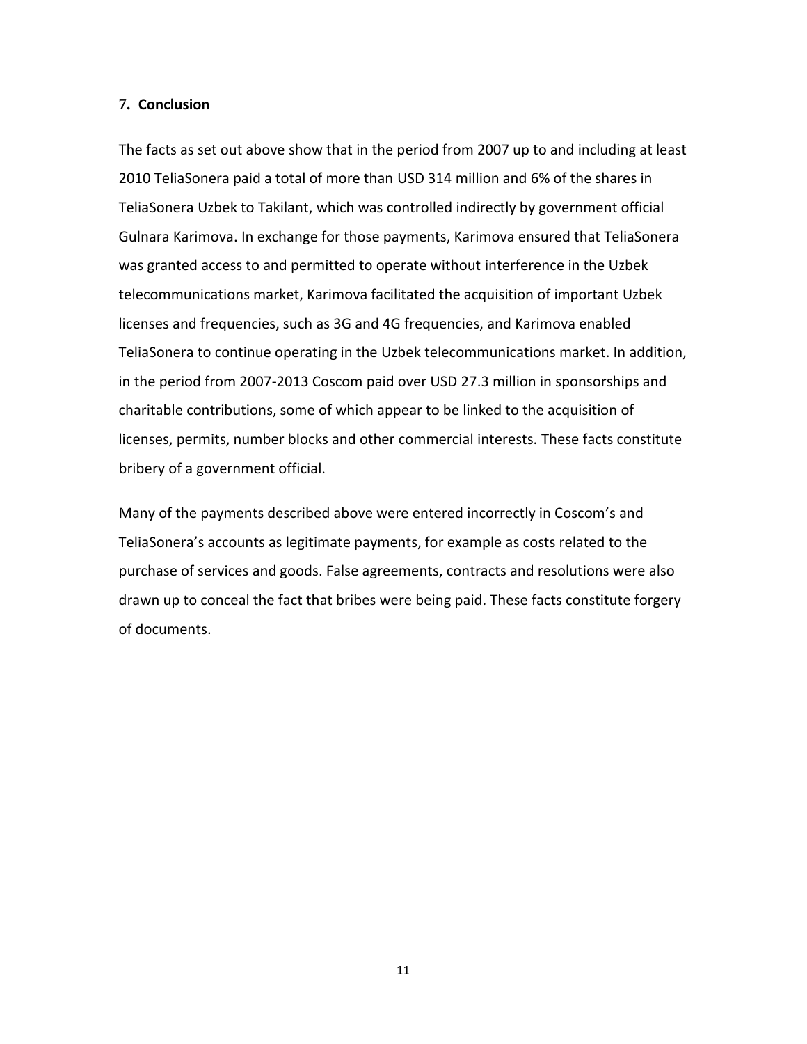## 7. Conclusion

The facts as set out above show that in the period from 2007 up to and including at least 2010 TeliaSonera paid a total of more than USD 314 million and 6% of the shares in TeliaSonera Uzbek to Takilant, which was controlled indirectly by government official Gulnara Karimova. In exchange for those payments, Karimova ensured that TeliaSonera was granted access to and permitted to operate without interference in the Uzbek telecommunications market, Karimova facilitated the acquisition of important Uzbek licenses and frequencies, such as 3G and 4G frequencies, and Karimova enabled TeliaSonera to continue operating in the Uzbek telecommunications market. In addition, in the period from 2007-2013 Coscom paid over USD 27.3 million in sponsorships and charitable contributions, some of which appear to be linked to the acquisition of licenses, permits, number blocks and other commercial interests. These facts constitute bribery of a government official.

Many of the payments described above were entered incorrectly in Coscom's and TeliaSonera's accounts as legitimate payments, for example as costs related to the purchase of services and goods. False agreements, contracts and resolutions were also drawn up to conceal the fact that bribes were being paid. These facts constitute forgery of documents.